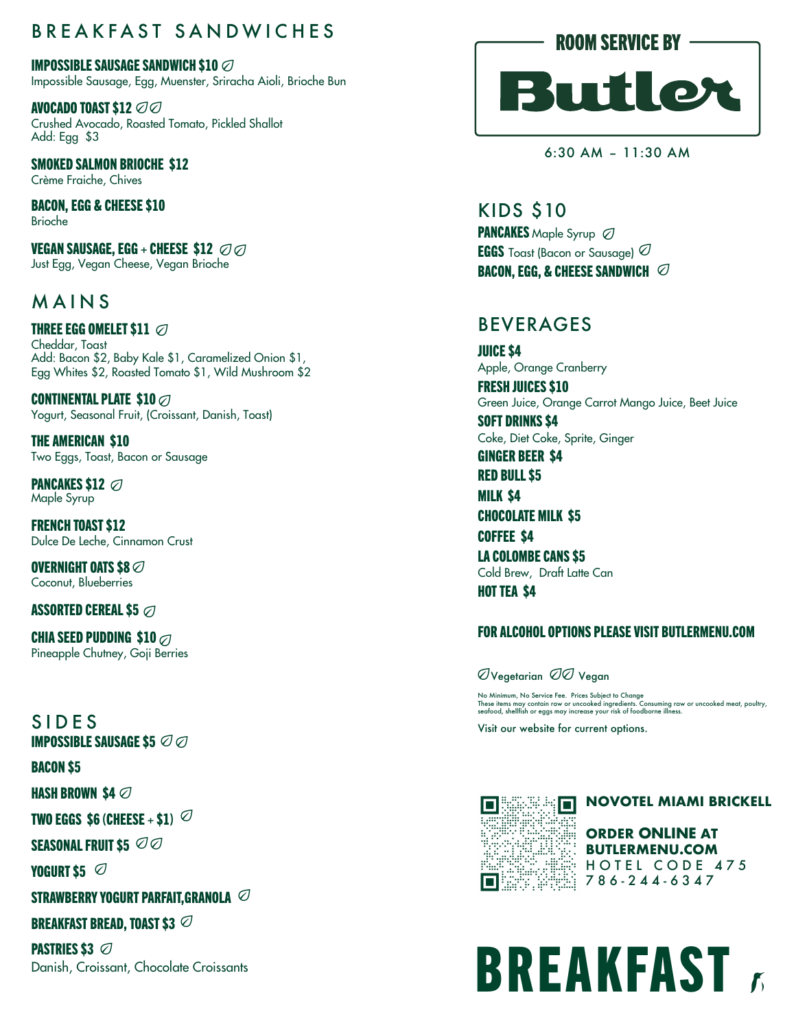# ROOM SERVICE BY Butler

6:30 AM – 11:30 AM

## BREAKFAST SANDWICHES

**IMPOSSIBLE SAUSAGE SANDWICH $10** (Vegetarian)
Impossible Sausage, Egg, Muenster, Sriracha Aioli, Brioche Bun

**AVOCADO TOAST $12** (Vegan)
Crushed Avocado, Roasted Tomato, Pickled Shallot
Add: Egg $3

**SMOKED SALMON BRIOCHE $12**
Crème Fraiche, Chives

**BACON, EGG & CHEESE $10**
Brioche

**VEGAN SAUSAGE, EGG + CHEESE $12** (Vegan)
Just Egg, Vegan Cheese, Vegan Brioche

## MAINS

**THREE EGG OMELET $11** (Vegetarian)
Cheddar, Toast
Add: Bacon $2, Baby Kale $1, Caramelized Onion $1, Egg Whites $2, Roasted Tomato $1, Wild Mushroom $2

**CONTINENTAL PLATE $10** (Vegetarian)
Yogurt, Seasonal Fruit, (Croissant, Danish, Toast)

**THE AMERICAN $10**
Two Eggs, Toast, Bacon or Sausage

**PANCAKES $12** (Vegetarian)
Maple Syrup

**FRENCH TOAST $12**
Dulce De Leche, Cinnamon Crust

**OVERNIGHT OATS $8** (Vegetarian)
Coconut, Blueberries

**ASSORTED CEREAL $5** (Vegetarian)

**CHIA SEED PUDDING $10** (Vegetarian)
Pineapple Chutney, Goji Berries

## SIDES

**IMPOSSIBLE SAUSAGE $5** (Vegan)

**BACON $5**

**HASH BROWN $4** (Vegetarian)

**TWO EGGS $6 (CHEESE + $1)** (Vegetarian)

**SEASONAL FRUIT $5** (Vegan)

**YOGURT $5** (Vegetarian)

**STRAWBERRY YOGURT PARFAIT,GRANOLA** (Vegetarian)

**BREAKFAST BREAD, TOAST $3** (Vegetarian)

**PASTRIES $3** (Vegetarian)
Danish, Croissant, Chocolate Croissants

## KIDS $10

**PANCAKES** Maple Syrup (Vegetarian)
**EGGS** Toast (Bacon or Sausage) (Vegetarian)
**BACON, EGG, & CHEESE SANDWICH** (Vegetarian)

## BEVERAGES

**JUICE $4**
Apple, Orange Cranberry

**FRESH JUICES $10**
Green Juice, Orange Carrot Mango Juice, Beet Juice

**SOFT DRINKS $4**
Coke, Diet Coke, Sprite, Ginger

**GINGER BEER $4**

**RED BULL $5**

**MILK $4**

**CHOCOLATE MILK $5**

**COFFEE $4**

**LA COLOMBE CANS $5**
Cold Brew, Draft Latte Can

**HOT TEA $4**

**FOR ALCOHOL OPTIONS PLEASE VISIT BUTLERMENU.COM**

(one leaf) Vegetarian (two leaves) Vegan

No Minimum, No Service Fee. Prices Subject to Change
These items may contain raw or uncooked ingredients. Consuming raw or uncooked meat, poultry, seafood, shellfish or eggs may increase your risk of foodborne illness.

Visit our website for current options.

**NOVOTEL MIAMI BRICKELL**

**ORDER ONLINE AT BUTLERMENU.COM**
HOTEL CODE 475
786-244-6347

# BREAKFAST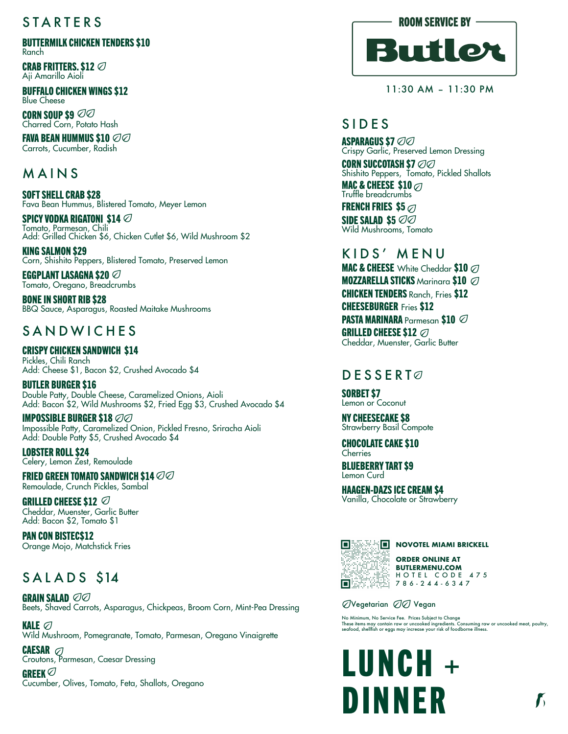## STARTERS

**BUTTERMILK CHICKEN TENDERS $10**
Ranch

**CRAB FRITTERS. $12** (V)
Aji Amarillo Aioli

**BUFFALO CHICKEN WINGS $12**
Blue Cheese

**CORN SOUP $9** (VV)
Charred Corn, Potato Hash

**FAVA BEAN HUMMUS $10** (VV)
Carrots, Cucumber, Radish

## MAINS

**SOFT SHELL CRAB $28**
Fava Bean Hummus, Blistered Tomato, Meyer Lemon

**SPICY VODKA RIGATONI $14** (V)
Tomato, Parmesan, Chili
Add: Grilled Chicken $6, Chicken Cutlet $6, Wild Mushroom $2

**KING SALMON $29**
Corn, Shishito Peppers, Blistered Tomato, Preserved Lemon

**EGGPLANT LASAGNA $20** (V)
Tomato, Oregano, Breadcrumbs

**BONE IN SHORT RIB $28**
BBQ Sauce, Asparagus, Roasted Maitake Mushrooms

## SANDWICHES

**CRISPY CHICKEN SANDWICH $14**
Pickles, Chili Ranch
Add: Cheese $1, Bacon $2, Crushed Avocado $4

**BUTLER BURGER $16**
Double Patty, Double Cheese, Caramelized Onions, Aioli
Add: Bacon $2, Wild Mushrooms $2, Fried Egg $3, Crushed Avocado $4

**IMPOSSIBLE BURGER $18** (VV)
Impossible Patty, Caramelized Onion, Pickled Fresno, Sriracha Aioli
Add: Double Patty $5, Crushed Avocado $4

**LOBSTER ROLL $24**
Celery, Lemon Zest, Remoulade

**FRIED GREEN TOMATO SANDWICH $14** (VV)
Remoulade, Crunch Pickles, Sambal

**GRILLED CHEESE $12** (V)
Cheddar, Muenster, Garlic Butter
Add: Bacon $2, Tomato $1

**PAN CON BISTEC$12**
Orange Mojo, Matchstick Fries

## SALADS $14

**GRAIN SALAD** (VV)
Beets, Shaved Carrots, Asparagus, Chickpeas, Broom Corn, Mint-Pea Dressing

**KALE** (V)
Wild Mushroom, Pomegranate, Tomato, Parmesan, Oregano Vinaigrette

**CAESAR** (V)
Croutons, Parmesan, Caesar Dressing

**GREEK** (V)
Cucumber, Olives, Tomato, Feta, Shallots, Oregano

ROOM SERVICE BY

# Butler

11:30 AM – 11:30 PM

## SIDES

**ASPARAGUS $7** (VV)
Crispy Garlic, Preserved Lemon Dressing

**CORN SUCCOTASH $7** (VV)
Shishito Peppers, Tomato, Pickled Shallots

**MAC & CHEESE $10** (V)
Truffle breadcrumbs

**FRENCH FRIES $5** (V)

**SIDE SALAD $5** (VV)
Wild Mushrooms, Tomato

## KIDS' MENU

**MAC & CHEESE** White Cheddar **$10** (V)
**MOZZARELLA STICKS** Marinara **$10** (V)
**CHICKEN TENDERS** Ranch, Fries **$12**
**CHEESEBURGER** Fries **$12**
**PASTA MARINARA** Parmesan **$10** (V)
**GRILLED CHEESE $12** (V)
Cheddar, Muenster, Garlic Butter

## DESSERT (V)

**SORBET $7**
Lemon or Coconut

**NY CHEESECAKE $8**
Strawberry Basil Compote

**CHOCOLATE CAKE $10**
Cherries

**BLUEBERRY TART $9**
Lemon Curd

**HAAGEN-DAZS ICE CREAM $4**
Vanilla, Chocolate or Strawberry

**NOVOTEL MIAMI BRICKELL**

**ORDER ONLINE AT BUTLERMENU.COM**
HOTEL CODE 475
786-244-6347

(V) Vegetarian (VV) Vegan

No Minimum, No Service Fee. Prices Subject to Change
These items may contain raw or uncooked ingredients. Consuming raw or uncooked meat, poultry, seafood, shellfish or eggs may increase your risk of foodborne illness.

# LUNCH + DINNER